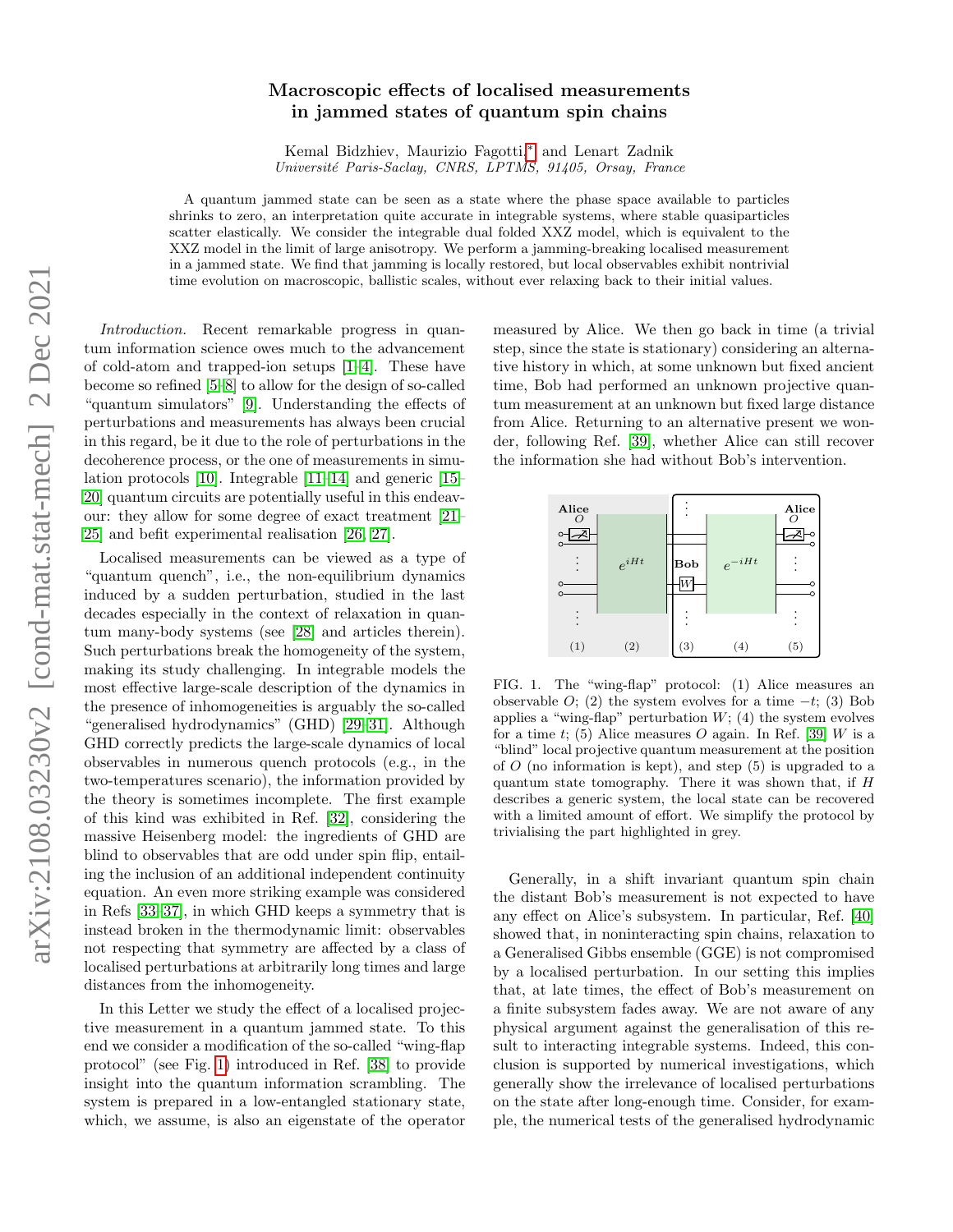# Macroscopic effects of localised measurements in jammed states of quantum spin chains

Kemal Bidzhiev, Maurizio Fagotti,* and Lenart Zadnik

*Université Paris-Saclay, CNRS, LPTMS, 91405, Orsay, France*

A quantum jammed state can be seen as a state where the phase space available to particles shrinks to zero, an interpretation quite accurate in integrable systems, where stable quasiparticles scatter elastically. We consider the integrable dual folded XXZ model, which is equivalent to the XXZ model in the limit of large anisotropy. We perform a jamming-breaking localised measurement in a jammed state. We find that jamming is locally restored, but local observables exhibit nontrivial time evolution on macroscopic, ballistic scales, without ever relaxing back to their initial values.

*Introduction.* Recent remarkable progress in quantum information science owes much to the advancement of cold-atom and trapped-ion setups [1–4]. These have become so refined [5–8] to allow for the design of so-called "quantum simulators" [9]. Understanding the effects of perturbations and measurements has always been crucial in this regard, be it due to the role of perturbations in the decoherence process, or the one of measurements in simulation protocols [10]. Integrable [11–14] and generic [15–20] quantum circuits are potentially useful in this endeavour: they allow for some degree of exact treatment [21–25] and befit experimental realisation [26, 27].

Localised measurements can be viewed as a type of "quantum quench", i.e., the non-equilibrium dynamics induced by a sudden perturbation, studied in the last decades especially in the context of relaxation in quantum many-body systems (see [28] and articles therein). Such perturbations break the homogeneity of the system, making its study challenging. In integrable models the most effective large-scale description of the dynamics in the presence of inhomogeneities is arguably the so-called "generalised hydrodynamics" (GHD) [29–31]. Although GHD correctly predicts the large-scale dynamics of local observables in numerous quench protocols (e.g., in the two-temperatures scenario), the information provided by the theory is sometimes incomplete. The first example of this kind was exhibited in Ref. [32], considering the massive Heisenberg model: the ingredients of GHD are blind to observables that are odd under spin flip, entailing the inclusion of an additional independent continuity equation. An even more striking example was considered in Refs [33–37], in which GHD keeps a symmetry that is instead broken in the thermodynamic limit: observables not respecting that symmetry are affected by a class of localised perturbations at arbitrarily long times and large distances from the inhomogeneity.

In this Letter we study the effect of a localised projective measurement in a quantum jammed state. To this end we consider a modification of the so-called "wing-flap protocol" (see Fig. 1) introduced in Ref. [38] to provide insight into the quantum information scrambling. The system is prepared in a low-entangled stationary state, which, we assume, is also an eigenstate of the operator measured by Alice. We then go back in time (a trivial step, since the state is stationary) considering an alternative history in which, at some unknown but fixed ancient time, Bob had performed an unknown projective quantum measurement at an unknown but fixed large distance from Alice. Returning to an alternative present we wonder, following Ref. [39], whether Alice can still recover the information she had without Bob's intervention.

FIG. 1. The "wing-flap" protocol: (1) Alice measures an observable $O$; (2) the system evolves for a time $-t$; (3) Bob applies a "wing-flap" perturbation $W$; (4) the system evolves for a time $t$; (5) Alice measures $O$ again. In Ref. [39] $W$ is a "blind" local projective quantum measurement at the position of $O$ (no information is kept), and step (5) is upgraded to a quantum state tomography. There it was shown that, if $H$ describes a generic system, the local state can be recovered with a limited amount of effort. We simplify the protocol by trivialising the part highlighted in grey.

Generally, in a shift invariant quantum spin chain the distant Bob's measurement is not expected to have any effect on Alice's subsystem. In particular, Ref. [40] showed that, in noninteracting spin chains, relaxation to a Generalised Gibbs ensemble (GGE) is not compromised by a localised perturbation. In our setting this implies that, at late times, the effect of Bob's measurement on a finite subsystem fades away. We are not aware of any physical argument against the generalisation of this result to interacting integrable systems. Indeed, this conclusion is supported by numerical investigations, which generally show the irrelevance of localised perturbations on the state after long-enough time. Consider, for example, the numerical tests of the generalised hydrodynamic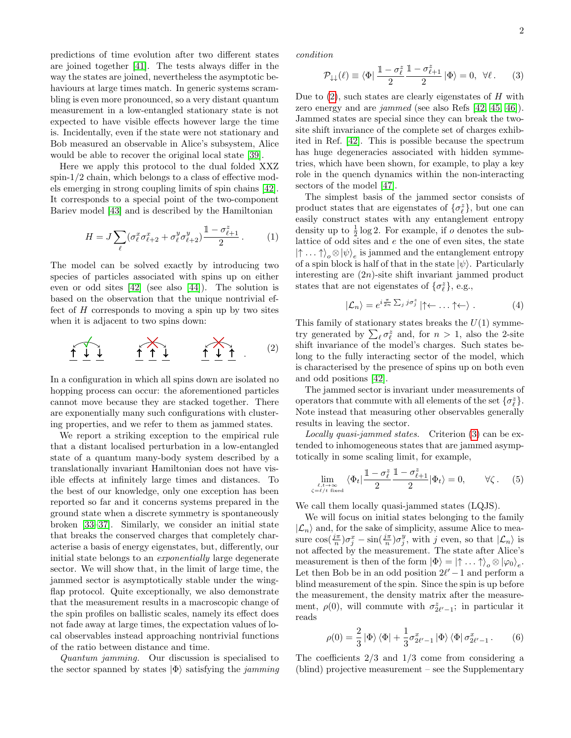predictions of time evolution after two different states are joined together [41]. The tests always differ in the way the states are joined, nevertheless the asymptotic behaviours at large times match. In generic systems scrambling is even more pronounced, so a very distant quantum measurement in a low-entangled stationary state is not expected to have visible effects however large the time is. Incidentally, even if the state were not stationary and Bob measured an observable in Alice's subsystem, Alice would be able to recover the original local state [39].

Here we apply this protocol to the dual folded XXZ spin-1/2 chain, which belongs to a class of effective models emerging in strong coupling limits of spin chains [42]. It corresponds to a special point of the two-component Bariev model [43] and is described by the Hamiltonian

$$H = J\sum_{\ell}(\sigma^x_\ell\sigma^x_{\ell+2}+\sigma^y_\ell\sigma^y_{\ell+2})\frac{\mathbb{1}-\sigma^z_{\ell+1}}{2}\,. \qquad (1)$$

The model can be solved exactly by introducing two species of particles associated with spins up on either even or odd sites [42] (see also [44]). The solution is based on the observation that the unique nontrivial effect of $H$ corresponds to moving a spin up by two sites when it is adjacent to two spins down:

$$\overset{\checkmark}{\uparrow\downarrow\downarrow} \qquad \overset{\times}{\uparrow\uparrow\downarrow} \qquad \overset{\times}{\uparrow\downarrow\uparrow}\,. \qquad (2)$$

In a configuration in which all spins down are isolated no hopping process can occur: the aforementioned particles cannot move because they are stacked together. There are exponentially many such configurations with clustering properties, and we refer to them as jammed states.

We report a striking exception to the empirical rule that a distant localised perturbation in a low-entangled state of a quantum many-body system described by a translationally invariant Hamiltonian does not have visible effects at infinitely large times and distances. To the best of our knowledge, only one exception has been reported so far and it concerns systems prepared in the ground state when a discrete symmetry is spontaneously broken [33–37]. Similarly, we consider an initial state that breaks the conserved charges that completely characterise a basis of energy eigenstates, but, differently, our initial state belongs to an *exponentially* large degenerate sector. We will show that, in the limit of large time, the jammed sector is asymptotically stable under the wing-flap protocol. Quite exceptionally, we also demonstrate that the measurement results in a macroscopic change of the spin profiles on ballistic scales, namely its effect does not fade away at large times, the expectation values of local observables instead approaching nontrivial functions of the ratio between distance and time.

*Quantum jamming.* Our discussion is specialised to the sector spanned by states $|\Phi\rangle$ satisfying the *jamming condition*

$$\mathcal{P}_{\downarrow\downarrow}(\ell)\equiv\langle\Phi|\,\frac{\mathbb{1}-\sigma^z_\ell}{2}\frac{\mathbb{1}-\sigma^z_{\ell+1}}{2}\,|\Phi\rangle=0,\ \ \forall\ell\,. \qquad (3)$$

Due to (2), such states are clearly eigenstates of $H$ with zero energy and are *jammed* (see also Refs [42, 45, 46]). Jammed states are special since they can break the two-site shift invariance of the complete set of charges exhibited in Ref. [42]. This is possible because the spectrum has huge degeneracies associated with hidden symmetries, which have been shown, for example, to play a key role in the quench dynamics within the non-interacting sectors of the model [47].

The simplest basis of the jammed sector consists of product states that are eigenstates of $\{\sigma^z_\ell\}$, but one can easily construct states with any entanglement entropy density up to $\frac{1}{2}\log 2$. For example, if $o$ denotes the sublattice of odd sites and $e$ the one of even sites, the state $|\uparrow\dots\uparrow\rangle_o\otimes|\psi\rangle_e$ is jammed and the entanglement entropy of a spin block is half of that in the state $|\psi\rangle$. Particularly interesting are $(2n)$-site shift invariant jammed product states that are not eigenstates of $\{\sigma^z_\ell\}$, e.g.,

$$|\mathcal{L}_n\rangle = e^{i\frac{\pi}{2n}\sum_j j\sigma^z_j}\,|\uparrow\leftarrow\dots\uparrow\leftarrow\rangle\,. \qquad (4)$$

This family of stationary states breaks the $U(1)$ symmetry generated by $\sum_\ell\sigma^z_\ell$ and, for $n>1$, also the 2-site shift invariance of the model's charges. Such states belong to the fully interacting sector of the model, which is characterised by the presence of spins up on both even and odd positions [42].

The jammed sector is invariant under measurements of operators that commute with all elements of the set $\{\sigma^z_\ell\}$. Note instead that measuring other observables generally results in leaving the sector.

*Locally quasi-jammed states.* Criterion (3) can be extended to inhomogeneous states that are jammed asymptotically in some scaling limit, for example,

$$\lim_{\substack{\ell,t\to\infty\\ \zeta=\ell/t\text{ fixed}}}\langle\Phi_t|\frac{\mathbb{1}-\sigma^z_\ell}{2}\frac{\mathbb{1}-\sigma^z_{\ell+1}}{2}|\Phi_t\rangle=0,\qquad\forall\zeta\,. \qquad (5)$$

We call them locally quasi-jammed states (LQJS).

We will focus on initial states belonging to the family $|\mathcal{L}_n\rangle$ and, for the sake of simplicity, assume Alice to measure $\cos(\frac{j\pi}{n})\sigma^x_j-\sin(\frac{j\pi}{n})\sigma^y_j$, with $j$ even, so that $|\mathcal{L}_n\rangle$ is not affected by the measurement. The state after Alice's measurement is then of the form $|\Phi\rangle=|\uparrow\dots\uparrow\rangle_o\otimes|\varphi_0\rangle_e$. Let then Bob be in an odd position $2\ell'-1$ and perform a blind measurement of the spin. Since the spin is up before the measurement, the density matrix after the measurement, $\rho(0)$, will commute with $\sigma^z_{2\ell'-1}$; in particular it reads

$$\rho(0)=\frac{2}{3}\,|\Phi\rangle\langle\Phi|+\frac{1}{3}\sigma^x_{2\ell'-1}\,|\Phi\rangle\langle\Phi|\,\sigma^x_{2\ell'-1}\,. \qquad (6)$$

The coefficients 2/3 and 1/3 come from considering a (blind) projective measurement – see the Supplementary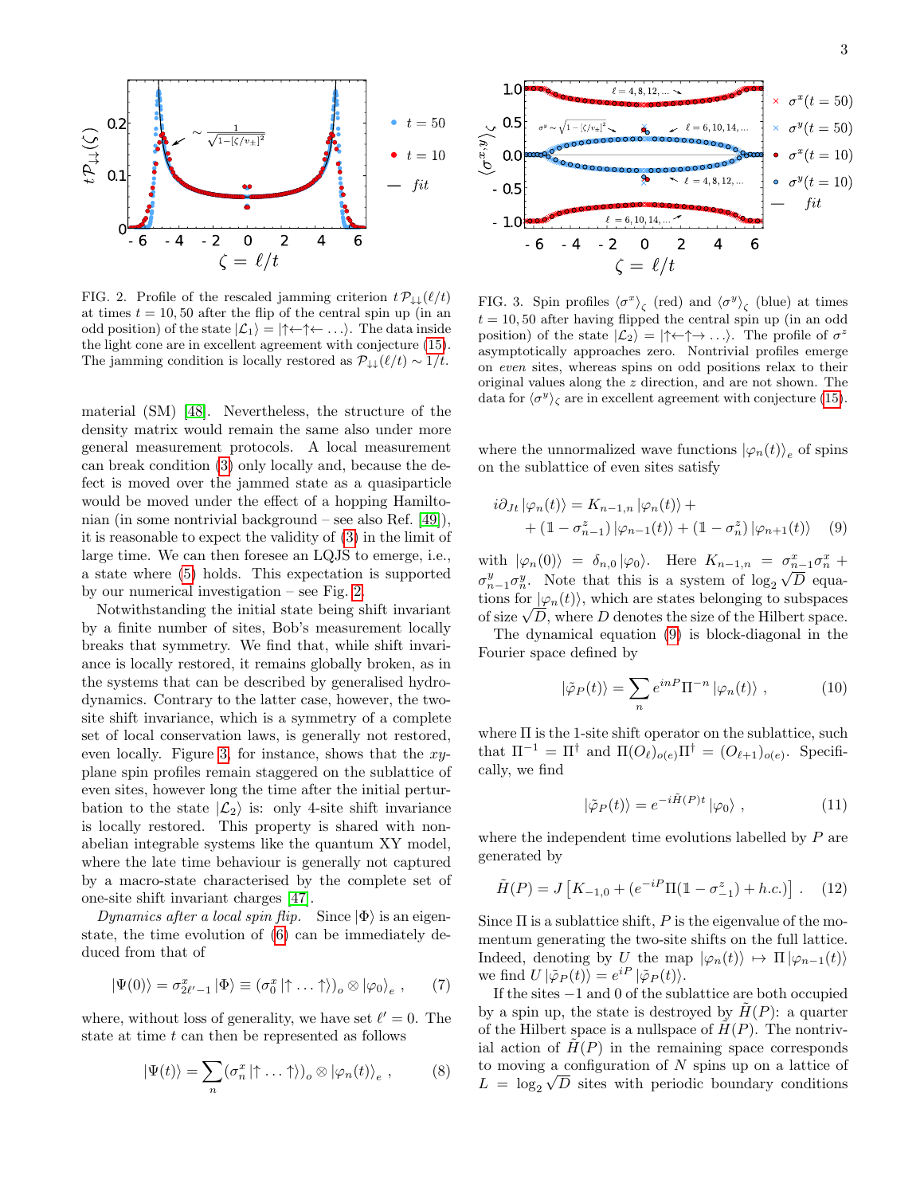FIG. 2. Profile of the rescaled jamming criterion $t\mathcal{P}_{\downarrow\downarrow}(\ell/t)$ at times $t=10,50$ after the flip of the central spin up (in an odd position) of the state $|\mathcal{L}_1\rangle = |\uparrow\leftarrow\uparrow\leftarrow\ldots\rangle$. The data inside the light cone are in excellent agreement with conjecture (15). The jamming condition is locally restored as $\mathcal{P}_{\downarrow\downarrow}(\ell/t)\sim 1/t$.

FIG. 3. Spin profiles $\langle\sigma^x\rangle_\zeta$ (red) and $\langle\sigma^y\rangle_\zeta$ (blue) at times $t=10,50$ after having flipped the central spin up (in an odd position) of the state $|\mathcal{L}_2\rangle = |\uparrow\leftarrow\uparrow\rightarrow\ldots\rangle$. The profile of $\sigma^z$ asymptotically approaches zero. Nontrivial profiles emerge on *even* sites, whereas spins on odd positions relax to their original values along the $z$ direction, and are not shown. The data for $\langle\sigma^y\rangle_\zeta$ are in excellent agreement with conjecture (15).

material (SM) [48]. Nevertheless, the structure of the density matrix would remain the same also under more general measurement protocols. A local measurement can break condition (3) only locally and, because the defect is moved over the jammed state as a quasiparticle would be moved under the effect of a hopping Hamiltonian (in some nontrivial background – see also Ref. [49]), it is reasonable to expect the validity of (3) in the limit of large time. We can then foresee an LQJS to emerge, i.e., a state where (5) holds. This expectation is supported by our numerical investigation – see Fig. 2.

Notwithstanding the initial state being shift invariant by a finite number of sites, Bob's measurement locally breaks that symmetry. We find that, while shift invariance is locally restored, it remains globally broken, as in the systems that can be described by generalised hydrodynamics. Contrary to the latter case, however, the two-site shift invariance, which is a symmetry of a complete set of local conservation laws, is generally not restored, even locally. Figure 3, for instance, shows that the $xy$-plane spin profiles remain staggered on the sublattice of even sites, however long the time after the initial perturbation to the state $|\mathcal{L}_2\rangle$ is: only 4-site shift invariance is locally restored. This property is shared with non-abelian integrable systems like the quantum XY model, where the late time behaviour is generally not captured by a macro-state characterised by the complete set of one-site shift invariant charges [47].

*Dynamics after a local spin flip.* Since $|\Phi\rangle$ is an eigenstate, the time evolution of (6) can be immediately deduced from that of

$$|\Psi(0)\rangle = \sigma^x_{2\ell'-1}|\Phi\rangle \equiv (\sigma^x_0|\uparrow\ldots\uparrow\rangle)_o\otimes|\varphi_0\rangle_e\,, \qquad (7)$$

where, without loss of generality, we have set $\ell'=0$. The state at time $t$ can then be represented as follows

$$|\Psi(t)\rangle = \sum_n(\sigma^x_n|\uparrow\ldots\uparrow\rangle)_o\otimes|\varphi_n(t)\rangle_e\,, \qquad (8)$$

where the unnormalized wave functions $|\varphi_n(t)\rangle_e$ of spins on the sublattice of even sites satisfy

$$i\partial_{Jt}|\varphi_n(t)\rangle = K_{n-1,n}|\varphi_n(t)\rangle + \\ +(\mathbb{1}-\sigma^z_{n-1})|\varphi_{n-1}(t)\rangle + (\mathbb{1}-\sigma^z_n)|\varphi_{n+1}(t)\rangle \qquad (9)$$

with $|\varphi_n(0)\rangle = \delta_{n,0}|\varphi_0\rangle$. Here $K_{n-1,n} = \sigma^x_{n-1}\sigma^x_n + \sigma^y_{n-1}\sigma^y_n$. Note that this is a system of $\log_2\sqrt{D}$ equations for $|\varphi_n(t)\rangle$, which are states belonging to subspaces of size $\sqrt{D}$, where $D$ denotes the size of the Hilbert space.

The dynamical equation (9) is block-diagonal in the Fourier space defined by

$$|\tilde\varphi_P(t)\rangle = \sum_n e^{inP}\Pi^{-n}|\varphi_n(t)\rangle\,, \qquad (10)$$

where $\Pi$ is the 1-site shift operator on the sublattice, such that $\Pi^{-1}=\Pi^\dagger$ and $\Pi(O_\ell)_{o(e)}\Pi^\dagger = (O_{\ell+1})_{o(e)}$. Specifically, we find

$$|\tilde\varphi_P(t)\rangle = e^{-i\tilde H(P)t}|\varphi_0\rangle\,, \qquad (11)$$

where the independent time evolutions labelled by $P$ are generated by

$$\tilde H(P) = J\left[K_{-1,0} + (e^{-iP}\Pi(\mathbb{1}-\sigma^z_{-1}) + h.c.)\right]\,. \qquad (12)$$

Since $\Pi$ is a sublattice shift, $P$ is the eigenvalue of the momentum generating the two-site shifts on the full lattice. Indeed, denoting by $U$ the map $|\varphi_n(t)\rangle \mapsto \Pi|\varphi_{n-1}(t)\rangle$ we find $U|\tilde\varphi_P(t)\rangle = e^{iP}|\tilde\varphi_P(t)\rangle$.

If the sites $-1$ and $0$ of the sublattice are both occupied by a spin up, the state is destroyed by $\tilde H(P)$: a quarter of the Hilbert space is a nullspace of $\tilde H(P)$. The nontrivial action of $\tilde H(P)$ in the remaining space corresponds to moving a configuration of $N$ spins up on a lattice of $L=\log_2\sqrt{D}$ sites with periodic boundary conditions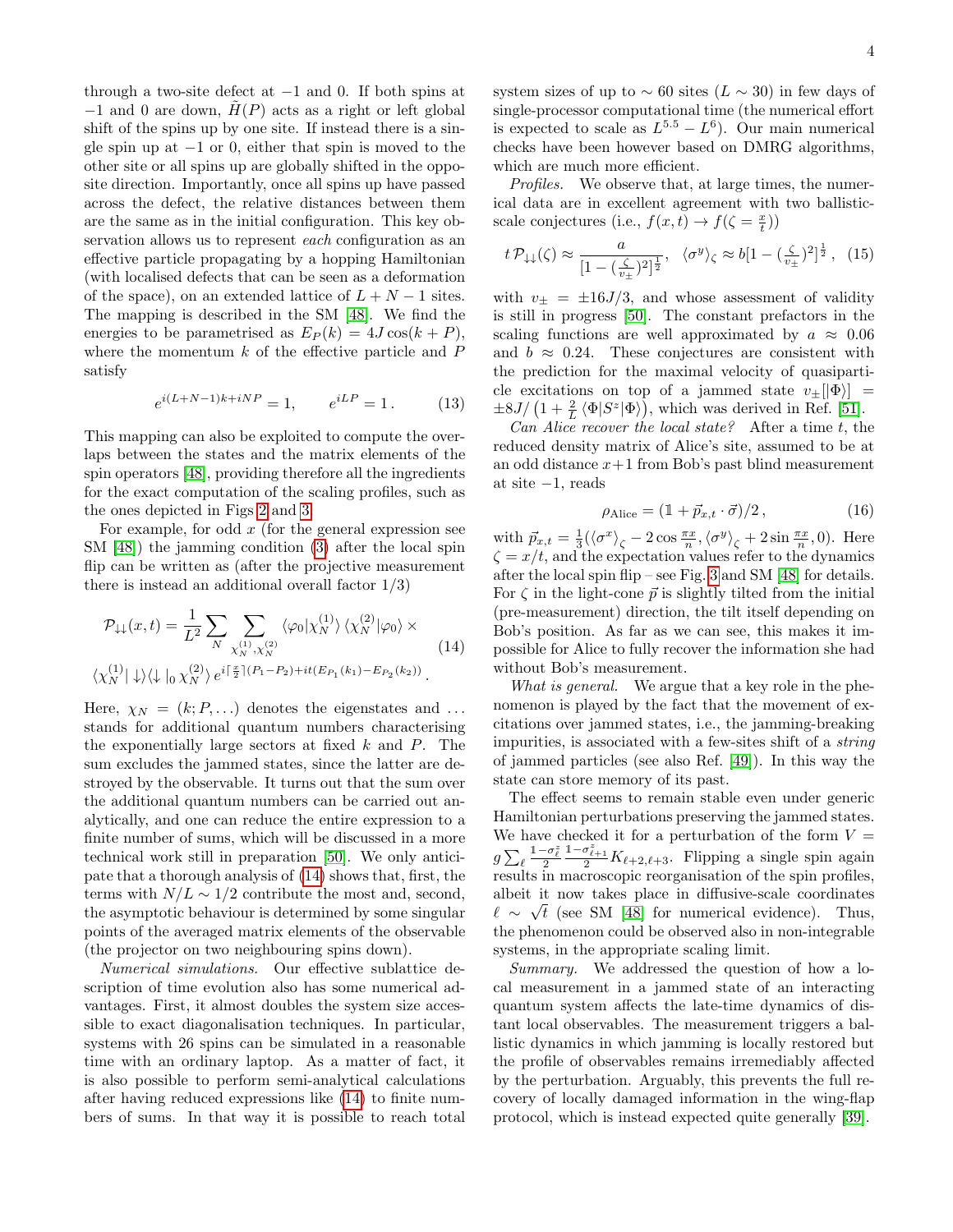through a two-site defect at $-1$ and $0$. If both spins at $-1$ and $0$ are down, $\tilde{H}(P)$ acts as a right or left global shift of the spins up by one site. If instead there is a single spin up at $-1$ or $0$, either that spin is moved to the other site or all spins up are globally shifted in the opposite direction. Importantly, once all spins up have passed across the defect, the relative distances between them are the same as in the initial configuration. This key observation allows us to represent *each* configuration as an effective particle propagating by a hopping Hamiltonian (with localised defects that can be seen as a deformation of the space), on an extended lattice of $L+N-1$ sites. The mapping is described in the SM [48]. We find the energies to be parametrised as $E_P(k) = 4J\cos(k+P)$, where the momentum $k$ of the effective particle and $P$ satisfy

$$e^{i(L+N-1)k+iNP} = 1, \qquad e^{iLP} = 1\,. \tag{13}$$

This mapping can also be exploited to compute the overlaps between the states and the matrix elements of the spin operators [48], providing therefore all the ingredients for the exact computation of the scaling profiles, such as the ones depicted in Figs 2 and 3.

For example, for odd $x$ (for the general expression see SM [48]) the jamming condition (3) after the local spin flip can be written as (after the projective measurement there is instead an additional overall factor 1/3)

$$\begin{aligned}\mathcal{P}_{\downarrow\downarrow}(x,t) = \frac{1}{L^2}\sum_N \sum_{\chi_N^{(1)},\chi_N^{(2)}} \langle\varphi_0|\chi_N^{(1)}\rangle\,\langle\chi_N^{(2)}|\varphi_0\rangle \times \\ \langle\chi_N^{(1)}|\downarrow\rangle\langle\downarrow|_0\,\chi_N^{(2)}\rangle\, e^{i\lceil\frac{x}{2}\rceil(P_1-P_2)+it(E_{P_1}(k_1)-E_{P_2}(k_2))}\,.\end{aligned} \tag{14}$$

Here, $\chi_N = (k;P,\dots)$ denotes the eigenstates and $\dots$ stands for additional quantum numbers characterising the exponentially large sectors at fixed $k$ and $P$. The sum excludes the jammed states, since the latter are destroyed by the observable. It turns out that the sum over the additional quantum numbers can be carried out analytically, and one can reduce the entire expression to a finite number of sums, which will be discussed in a more technical work still in preparation [50]. We only anticipate that a thorough analysis of (14) shows that, first, the terms with $N/L \sim 1/2$ contribute the most and, second, the asymptotic behaviour is determined by some singular points of the averaged matrix elements of the observable (the projector on two neighbouring spins down).

*Numerical simulations.* Our effective sublattice description of time evolution also has some numerical advantages. First, it almost doubles the system size accessible to exact diagonalisation techniques. In particular, systems with 26 spins can be simulated in a reasonable time with an ordinary laptop. As a matter of fact, it is also possible to perform semi-analytical calculations after having reduced expressions like (14) to finite numbers of sums. In that way it is possible to reach total system sizes of up to $\sim 60$ sites ($L \sim 30$) in few days of single-processor computational time (the numerical effort is expected to scale as $L^{5.5} - L^6$). Our main numerical checks have been however based on DMRG algorithms, which are much more efficient.

*Profiles.* We observe that, at large times, the numerical data are in excellent agreement with two ballistic-scale conjectures (i.e., $f(x,t) \to f(\zeta = \frac{x}{t})$)

$$t\,\mathcal{P}_{\downarrow\downarrow}(\zeta) \approx \frac{a}{[1-(\frac{\zeta}{v_\pm})^2]^{\frac{1}{2}}}, \quad \langle\sigma^y\rangle_\zeta \approx b[1-(\tfrac{\zeta}{v_\pm})^2]^{\frac{1}{2}}\,, \tag{15}$$

with $v_\pm = \pm 16J/3$, and whose assessment of validity is still in progress [50]. The constant prefactors in the scaling functions are well approximated by $a \approx 0.06$ and $b \approx 0.24$. These conjectures are consistent with the prediction for the maximal velocity of quasiparticle excitations on top of a jammed state $v_\pm[|\Phi\rangle] = \pm 8J/\left(1+\frac{2}{L}\langle\Phi|S^z|\Phi\rangle\right)$, which was derived in Ref. [51].

*Can Alice recover the local state?* After a time $t$, the reduced density matrix of Alice's site, assumed to be at an odd distance $x+1$ from Bob's past blind measurement at site $-1$, reads

$$\rho_{\text{Alice}} = (\mathbb{1} + \vec{p}_{x,t}\cdot\vec{\sigma})/2\,, \tag{16}$$

with $\vec{p}_{x,t} = \frac{1}{3}(\langle\sigma^x\rangle_\zeta - 2\cos\frac{\pi x}{n}, \langle\sigma^y\rangle_\zeta + 2\sin\frac{\pi x}{n}, 0)$. Here $\zeta = x/t$, and the expectation values refer to the dynamics after the local spin flip – see Fig. 3 and SM [48] for details. For $\zeta$ in the light-cone $\vec{p}$ is slightly tilted from the initial (pre-measurement) direction, the tilt itself depending on Bob's position. As far as we can see, this makes it impossible for Alice to fully recover the information she had without Bob's measurement.

*What is general.* We argue that a key role in the phenomenon is played by the fact that the movement of excitations over jammed states, i.e., the jamming-breaking impurities, is associated with a few-sites shift of a *string* of jammed particles (see also Ref. [49]). In this way the state can store memory of its past.

The effect seems to remain stable even under generic Hamiltonian perturbations preserving the jammed states. We have checked it for a perturbation of the form $V = g\sum_\ell \frac{1-\sigma^z_\ell}{2}\frac{1-\sigma^z_{\ell+1}}{2}K_{\ell+2,\ell+3}$. Flipping a single spin again results in macroscopic reorganisation of the spin profiles, albeit it now takes place in diffusive-scale coordinates $\ell \sim \sqrt{t}$ (see SM [48] for numerical evidence). Thus, the phenomenon could be observed also in non-integrable systems, in the appropriate scaling limit.

*Summary.* We addressed the question of how a local measurement in a jammed state of an interacting quantum system affects the late-time dynamics of distant local observables. The measurement triggers a ballistic dynamics in which jamming is locally restored but the profile of observables remains irremediably affected by the perturbation. Arguably, this prevents the full recovery of locally damaged information in the wing-flap protocol, which is instead expected quite generally [39].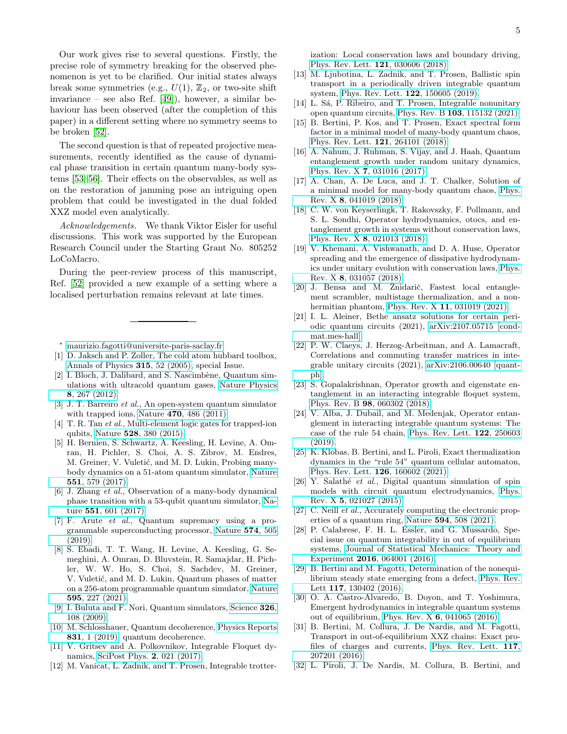Our work gives rise to several questions. Firstly, the precise role of symmetry breaking for the observed phenomenon is yet to be clarified. Our initial states always break some symmetries (e.g., $U(1)$, $\mathbb{Z}_2$, or two-site shift invariance – see also Ref. [49]), however, a similar behaviour has been observed (after the completion of this paper) in a different setting where no symmetry seems to be broken [52].

The second question is that of repeated projective measurements, recently identified as the cause of dynamical phase transition in certain quantum many-body systems [53–56]. Their effects on the observables, as well as on the restoration of jamming pose an intriguing open problem that could be investigated in the dual folded XXZ model even analytically.

*Acknowledgements.* We thank Viktor Eisler for useful discussions. This work was supported by the European Research Council under the Starting Grant No. 805252 LoCoMacro.

During the peer-review process of this manuscript, Ref. [52] provided a new example of a setting where a localised perturbation remains relevant at late times.

---

* maurizio.fagotti@universite-paris-saclay.fr

[1] D. Jaksch and P. Zoller, The cold atom hubbard toolbox, Annals of Physics **315**, 52 (2005), special Issue.

[2] I. Bloch, J. Dalibard, and S. Nascimbène, Quantum simulations with ultracold quantum gases, Nature Physics **8**, 267 (2012).

[3] J. T. Barreiro *et al.*, An open-system quantum simulator with trapped ions, Nature **470**, 486 (2011).

[4] T. R. Tan *et al.*, Multi-element logic gates for trapped-ion qubits, Nature **528**, 380 (2015).

[5] H. Bernien, S. Schwartz, A. Keesling, H. Levine, A. Omran, H. Pichler, S. Choi, A. S. Zibrov, M. Endres, M. Greiner, V. Vuletić, and M. D. Lukin, Probing many-body dynamics on a 51-atom quantum simulator, Nature **551**, 579 (2017).

[6] J. Zhang *et al.*, Observation of a many-body dynamical phase transition with a 53-qubit quantum simulator, Nature **551**, 601 (2017).

[7] F. Arute *et al.*, Quantum supremacy using a programmable superconducting processor, Nature **574**, 505 (2019).

[8] S. Ebadi, T. T. Wang, H. Levine, A. Keesling, G. Semeghini, A. Omran, D. Bluvstein, R. Samajdar, H. Pichler, W. W. Ho, S. Choi, S. Sachdev, M. Greiner, V. Vuletić, and M. D. Lukin, Quantum phases of matter on a 256-atom programmable quantum simulator, Nature **595**, 227 (2021).

[9] I. Buluta and F. Nori, Quantum simulators, Science **326**, 108 (2009).

[10] M. Schlosshauer, Quantum decoherence, Physics Reports **831**, 1 (2019), quantum decoherence.

[11] V. Gritsev and A. Polkovnikov, Integrable Floquet dynamics, SciPost Phys. **2**, 021 (2017).

[12] M. Vanicat, L. Zadnik, and T. Prosen, Integrable trotterization: Local conservation laws and boundary driving, Phys. Rev. Lett. **121**, 030606 (2018).

[13] M. Ljubotina, L. Zadnik, and T. Prosen, Ballistic spin transport in a periodically driven integrable quantum system, Phys. Rev. Lett. **122**, 150605 (2019).

[14] L. Sá, P. Ribeiro, and T. Prosen, Integrable nonunitary open quantum circuits, Phys. Rev. B **103**, 115132 (2021).

[15] B. Bertini, P. Kos, and T. Prosen, Exact spectral form factor in a minimal model of many-body quantum chaos, Phys. Rev. Lett. **121**, 264101 (2018).

[16] A. Nahum, J. Ruhman, S. Vijay, and J. Haah, Quantum entanglement growth under random unitary dynamics, Phys. Rev. X **7**, 031016 (2017).

[17] A. Chan, A. De Luca, and J. T. Chalker, Solution of a minimal model for many-body quantum chaos, Phys. Rev. X **8**, 041019 (2018).

[18] C. W. von Keyserlingk, T. Rakovszky, F. Pollmann, and S. L. Sondhi, Operator hydrodynamics, otocs, and entanglement growth in systems without conservation laws, Phys. Rev. X **8**, 021013 (2018).

[19] V. Khemani, A. Vishwanath, and D. A. Huse, Operator spreading and the emergence of dissipative hydrodynamics under unitary evolution with conservation laws, Phys. Rev. X **8**, 031057 (2018).

[20] J. Bensa and M. Žnidarič, Fastest local entanglement scrambler, multistage thermalization, and a non-hermitian phantom, Phys. Rev. X **11**, 031019 (2021).

[21] I. L. Aleiner, Bethe ansatz solutions for certain periodic quantum circuits (2021), arXiv:2107.05715 [cond-mat.mes-hall].

[22] P. W. Claeys, J. Herzog-Arbeitman, and A. Lamacraft, Correlations and commuting transfer matrices in integrable unitary circuits (2021), arXiv:2106.00640 [quant-ph].

[23] S. Gopalakrishnan, Operator growth and eigenstate entanglement in an interacting integrable floquet system, Phys. Rev. B **98**, 060302 (2018).

[24] V. Alba, J. Dubail, and M. Medenjak, Operator entanglement in interacting integrable quantum systems: The case of the rule 54 chain, Phys. Rev. Lett. **122**, 250603 (2019).

[25] K. Klobas, B. Bertini, and L. Piroli, Exact thermalization dynamics in the "rule 54" quantum cellular automaton, Phys. Rev. Lett. **126**, 160602 (2021).

[26] Y. Salathé *et al.*, Digital quantum simulation of spin models with circuit quantum electrodynamics, Phys. Rev. X **5**, 021027 (2015).

[27] C. Neill *et al.*, Accurately computing the electronic properties of a quantum ring, Nature **594**, 508 (2021).

[28] P. Calabrese, F. H. L. Essler, and G. Mussardo, Special issue on quantum integrability in out of equilibrium systems, Journal of Statistical Mechanics: Theory and Experiment **2016**, 064001 (2016).

[29] B. Bertini and M. Fagotti, Determination of the nonequilibrium steady state emerging from a defect, Phys. Rev. Lett **117**, 130402 (2016).

[30] O. A. Castro-Alvaredo, B. Doyon, and T. Yoshimura, Emergent hydrodynamics in integrable quantum systems out of equilibrium, Phys. Rev. X **6**, 041065 (2016).

[31] B. Bertini, M. Collura, J. De Nardis, and M. Fagotti, Transport in out-of-equilibrium XXZ chains: Exact profiles of charges and currents, Phys. Rev. Lett. **117**, 207201 (2016).

[32] L. Piroli, J. De Nardis, M. Collura, B. Bertini, and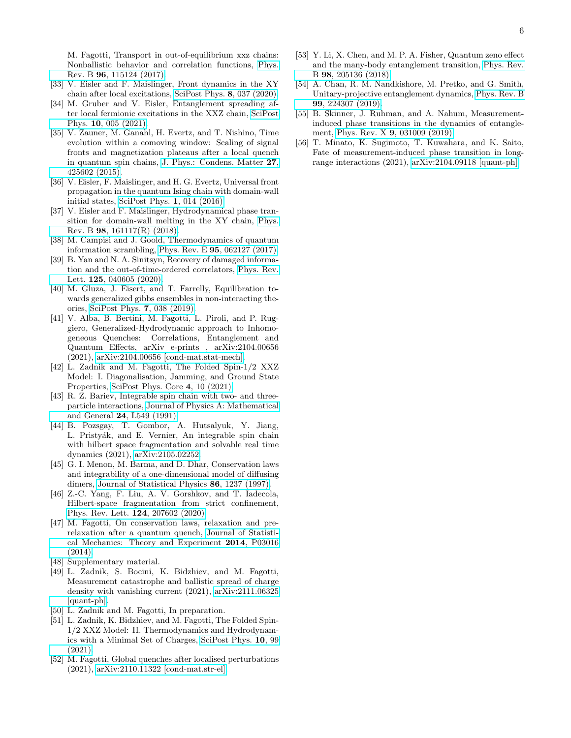M. Fagotti, Transport in out-of-equilibrium xxz chains: Nonballistic behavior and correlation functions, Phys. Rev. B **96**, 115124 (2017).

[33] V. Eisler and F. Maislinger, Front dynamics in the XY chain after local excitations, SciPost Phys. **8**, 037 (2020).

[34] M. Gruber and V. Eisler, Entanglement spreading after local fermionic excitations in the XXZ chain, SciPost Phys. **10**, 005 (2021).

[35] V. Zauner, M. Ganahl, H. Evertz, and T. Nishino, Time evolution within a comoving window: Scaling of signal fronts and magnetization plateaus after a local quench in quantum spin chains, J. Phys.: Condens. Matter **27**, 425602 (2015).

[36] V. Eisler, F. Maislinger, and H. G. Evertz, Universal front propagation in the quantum Ising chain with domain-wall initial states, SciPost Phys. **1**, 014 (2016).

[37] V. Eisler and F. Maislinger, Hydrodynamical phase transition for domain-wall melting in the XY chain, Phys. Rev. B **98**, 161117(R) (2018).

[38] M. Campisi and J. Goold, Thermodynamics of quantum information scrambling, Phys. Rev. E **95**, 062127 (2017).

[39] B. Yan and N. A. Sinitsyn, Recovery of damaged information and the out-of-time-ordered correlators, Phys. Rev. Lett. **125**, 040605 (2020).

[40] M. Gluza, J. Eisert, and T. Farrelly, Equilibration towards generalized gibbs ensembles in non-interacting theories, SciPost Phys. **7**, 038 (2019).

[41] V. Alba, B. Bertini, M. Fagotti, L. Piroli, and P. Ruggiero, Generalized-Hydrodynamic approach to Inhomogeneous Quenches: Correlations, Entanglement and Quantum Effects, arXiv e-prints , arXiv:2104.00656 (2021), arXiv:2104.00656 [cond-mat.stat-mech].

[42] L. Zadnik and M. Fagotti, The Folded Spin-1/2 XXZ Model: I. Diagonalisation, Jamming, and Ground State Properties, SciPost Phys. Core **4**, 10 (2021).

[43] R. Z. Bariev, Integrable spin chain with two- and three-particle interactions, Journal of Physics A: Mathematical and General **24**, L549 (1991).

[44] B. Pozsgay, T. Gombor, A. Hutsalyuk, Y. Jiang, L. Pristyák, and E. Vernier, An integrable spin chain with hilbert space fragmentation and solvable real time dynamics (2021), arXiv:2105.02252.

[45] G. I. Menon, M. Barma, and D. Dhar, Conservation laws and integrability of a one-dimensional model of diffusing dimers, Journal of Statistical Physics **86**, 1237 (1997).

[46] Z.-C. Yang, F. Liu, A. V. Gorshkov, and T. Iadecola, Hilbert-space fragmentation from strict confinement, Phys. Rev. Lett. **124**, 207602 (2020).

[47] M. Fagotti, On conservation laws, relaxation and pre-relaxation after a quantum quench, Journal of Statistical Mechanics: Theory and Experiment **2014**, P03016 (2014).

[48] Supplementary material.

[49] L. Zadnik, S. Bocini, K. Bidzhiev, and M. Fagotti, Measurement catastrophe and ballistic spread of charge density with vanishing current (2021), arXiv:2111.06325 [quant-ph].

[50] L. Zadnik and M. Fagotti, In preparation.

[51] L. Zadnik, K. Bidzhiev, and M. Fagotti, The Folded Spin-1/2 XXZ Model: II. Thermodynamics and Hydrodynamics with a Minimal Set of Charges, SciPost Phys. **10**, 99 (2021).

[52] M. Fagotti, Global quenches after localised perturbations (2021), arXiv:2110.11322 [cond-mat.str-el].

[53] Y. Li, X. Chen, and M. P. A. Fisher, Quantum zeno effect and the many-body entanglement transition, Phys. Rev. B **98**, 205136 (2018).

[54] A. Chan, R. M. Nandkishore, M. Pretko, and G. Smith, Unitary-projective entanglement dynamics, Phys. Rev. B **99**, 224307 (2019).

[55] B. Skinner, J. Ruhman, and A. Nahum, Measurement-induced phase transitions in the dynamics of entanglement, Phys. Rev. X **9**, 031009 (2019).

[56] T. Minato, K. Sugimoto, T. Kuwahara, and K. Saito, Fate of measurement-induced phase transition in long-range interactions (2021), arXiv:2104.09118 [quant-ph].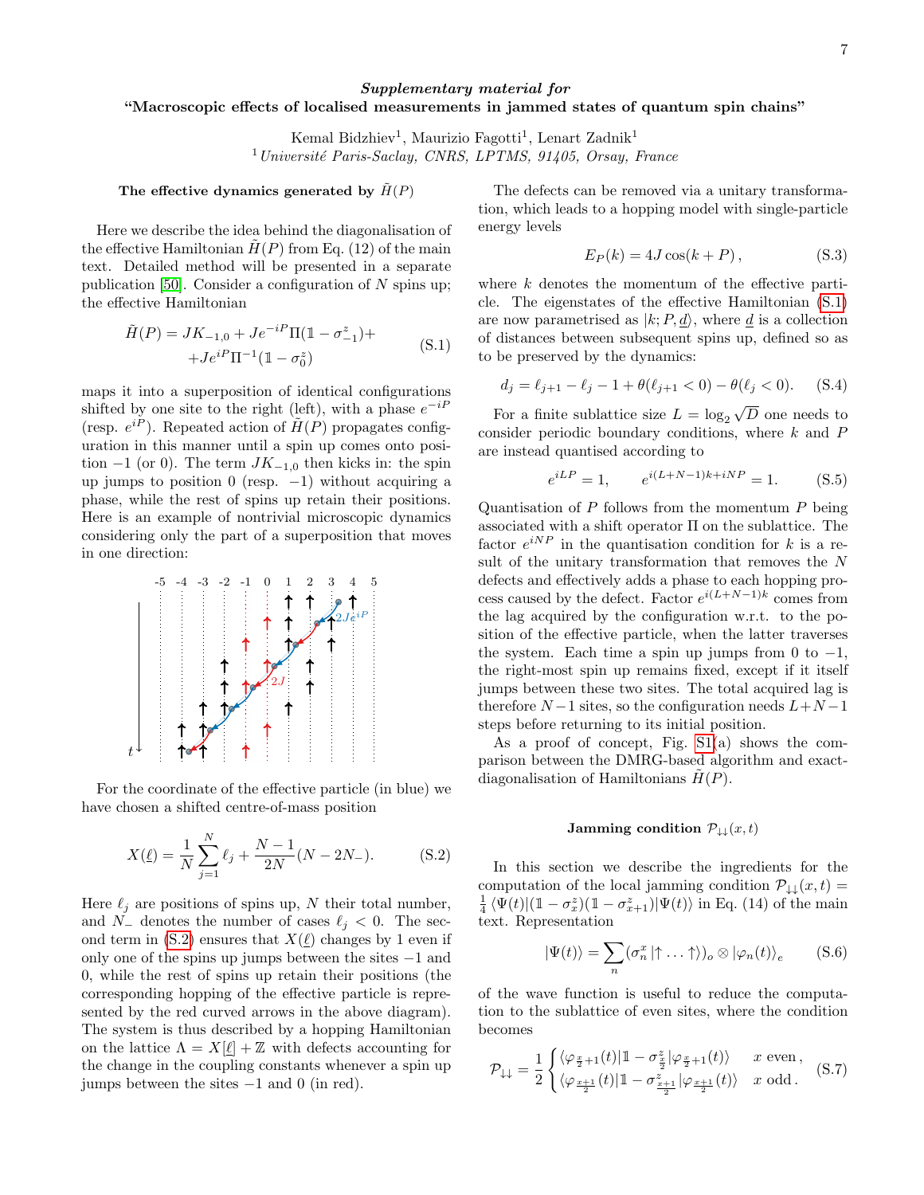### *Supplementary material for*
### "Macroscopic effects of localised measurements in jammed states of quantum spin chains"

Kemal Bidzhiev[1], Maurizio Fagotti[1], Lenart Zadnik[1]

[1] *Université Paris-Saclay, CNRS, LPTMS, 91405, Orsay, France*

#### The effective dynamics generated by $\tilde{H}(P)$

Here we describe the idea behind the diagonalisation of the effective Hamiltonian $\tilde{H}(P)$ from Eq. (12) of the main text. Detailed method will be presented in a separate publication [50]. Consider a configuration of $N$ spins up; the effective Hamiltonian

$$\tilde{H}(P) = JK_{-1,0} + Je^{-iP}\Pi(\mathbb{1}-\sigma^z_{-1}) + \\ + Je^{iP}\Pi^{-1}(\mathbb{1}-\sigma^z_0) \tag{S.1}$$

maps it into a superposition of identical configurations shifted by one site to the right (left), with a phase $e^{-iP}$ (resp. $e^{iP}$). Repeated action of $\tilde{H}(P)$ propagates configuration in this manner until a spin up comes onto position $-1$ (or $0$). The term $JK_{-1,0}$ then kicks in: the spin up jumps to position $0$ (resp. $-1$) without acquiring a phase, while the rest of spins up retain their positions. Here is an example of nontrivial microscopic dynamics considering only the part of a superposition that moves in one direction:

For the coordinate of the effective particle (in blue) we have chosen a shifted centre-of-mass position

$$X(\underline{\ell}) = \frac{1}{N}\sum_{j=1}^{N}\ell_j + \frac{N-1}{2N}(N-2N_-). \tag{S.2}$$

Here $\ell_j$ are positions of spins up, $N$ their total number, and $N_-$ denotes the number of cases $\ell_j < 0$. The second term in (S.2) ensures that $X(\underline{\ell})$ changes by 1 even if only one of the spins up jumps between the sites $-1$ and $0$, while the rest of spins up retain their positions (the corresponding hopping of the effective particle is represented by the red curved arrows in the above diagram). The system is thus described by a hopping Hamiltonian on the lattice $\Lambda = X[\underline{\ell}] + \mathbb{Z}$ with defects accounting for the change in the coupling constants whenever a spin up jumps between the sites $-1$ and $0$ (in red).

The defects can be removed via a unitary transformation, which leads to a hopping model with single-particle energy levels

$$E_P(k) = 4J\cos(k+P)\,, \tag{S.3}$$

where $k$ denotes the momentum of the effective particle. The eigenstates of the effective Hamiltonian (S.1) are now parametrised as $|k;P,\underline{d}\rangle$, where $\underline{d}$ is a collection of distances between subsequent spins up, defined so as to be preserved by the dynamics:

$$d_j = \ell_{j+1} - \ell_j - 1 + \theta(\ell_{j+1}<0) - \theta(\ell_j<0). \tag{S.4}$$

For a finite sublattice size $L = \log_2\sqrt{D}$ one needs to consider periodic boundary conditions, where $k$ and $P$ are instead quantised according to

$$e^{iLP} = 1, \qquad e^{i(L+N-1)k + iNP} = 1. \tag{S.5}$$

Quantisation of $P$ follows from the momentum $P$ being associated with a shift operator $\Pi$ on the sublattice. The factor $e^{iNP}$ in the quantisation condition for $k$ is a result of the unitary transformation that removes the $N$ defects and effectively adds a phase to each hopping process caused by the defect. Factor $e^{i(L+N-1)k}$ comes from the lag acquired by the configuration w.r.t. to the position of the effective particle, when the latter traverses the system. Each time a spin up jumps from $0$ to $-1$, the right-most spin up remains fixed, except if it itself jumps between these two sites. The total acquired lag is therefore $N-1$ sites, so the configuration needs $L+N-1$ steps before returning to its initial position.

As a proof of concept, Fig. S1(a) shows the comparison between the DMRG-based algorithm and exact-diagonalisation of Hamiltonians $\tilde{H}(P)$.

#### Jamming condition $\mathcal{P}_{\downarrow\downarrow}(x,t)$

In this section we describe the ingredients for the computation of the local jamming condition $\mathcal{P}_{\downarrow\downarrow}(x,t) = \frac{1}{4}\langle\Psi(t)|(\mathbb{1}-\sigma^z_x)(\mathbb{1}-\sigma^z_{x+1})|\Psi(t)\rangle$ in Eq. (14) of the main text. Representation

$$|\Psi(t)\rangle = \sum_n (\sigma^x_n|\uparrow\ldots\uparrow\rangle)_o \otimes |\varphi_n(t)\rangle_e \tag{S.6}$$

of the wave function is useful to reduce the computation to the sublattice of even sites, where the condition becomes

$$\mathcal{P}_{\downarrow\downarrow} = \frac{1}{2}\begin{cases}\langle\varphi_{\frac{x}{2}+1}(t)|\mathbb{1}-\sigma^z_{\frac{x}{2}}|\varphi_{\frac{x}{2}+1}(t)\rangle & x \text{ even}\,,\\ \langle\varphi_{\frac{x+1}{2}}(t)|\mathbb{1}-\sigma^z_{\frac{x+1}{2}}|\varphi_{\frac{x+1}{2}}(t)\rangle & x \text{ odd}\,.\end{cases} \tag{S.7}$$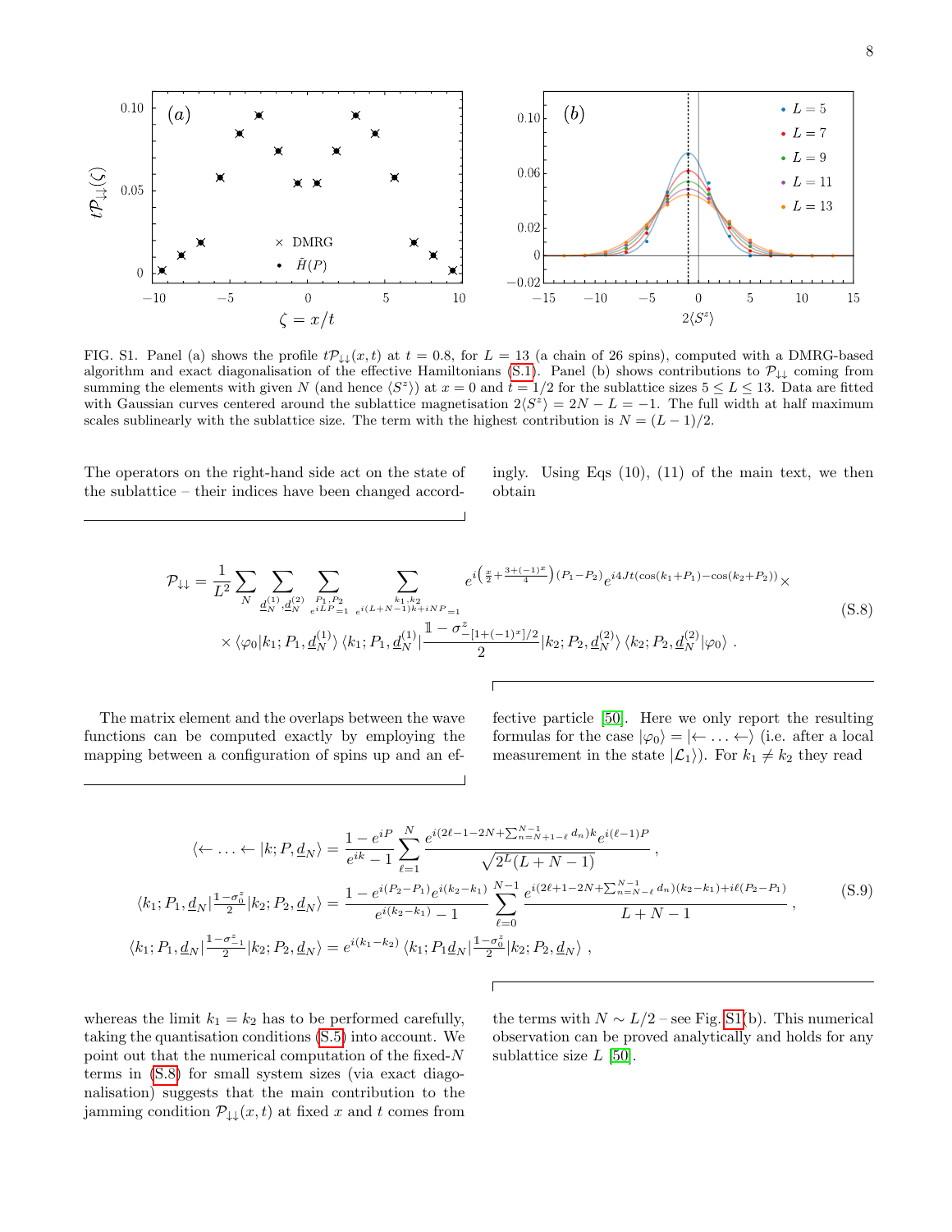FIG. S1. Panel (a) shows the profile $t\mathcal{P}_{\downarrow\downarrow}(x,t)$ at $t=0.8$, for $L=13$ (a chain of 26 spins), computed with a DMRG-based algorithm and exact diagonalisation of the effective Hamiltonians (S.1). Panel (b) shows contributions to $\mathcal{P}_{\downarrow\downarrow}$ coming from summing the elements with given $N$ (and hence $\langle S^z\rangle$) at $x=0$ and $t=1/2$ for the sublattice sizes $5\leq L\leq 13$. Data are fitted with Gaussian curves centered around the sublattice magnetisation $2\langle S^z\rangle = 2N-L=-1$. The full width at half maximum scales sublinearly with the sublattice size. The term with the highest contribution is $N=(L-1)/2$.

The operators on the right-hand side act on the state of the sublattice – their indices have been changed accordingly. Using Eqs (10), (11) of the main text, we then obtain

$$
\begin{aligned}
\mathcal{P}_{\downarrow\downarrow} = \frac{1}{L^2}\sum_N \sum_{\underline{d}_N^{(1)},\underline{d}_N^{(2)}} \sum_{\substack{P_1,P_2\\ e^{iLP}=1}} \sum_{\substack{k_1,k_2\\ e^{i(L+N-1)k+iNP}=1}} & e^{i\left(\frac{x}{2}+\frac{3+(-1)^x}{4}\right)(P_1-P_2)} e^{i4Jt(\cos(k_1+P_1)-\cos(k_2+P_2))}\times \\
&\times \langle\varphi_0|k_1;P_1,\underline{d}_N^{(1)}\rangle \langle k_1;P_1,\underline{d}_N^{(1)}|\frac{\mathbb{1}-\sigma^z_{-[1+(-1)^x]/2}}{2}|k_2;P_2,\underline{d}_N^{(2)}\rangle\langle k_2;P_2,\underline{d}_N^{(2)}|\varphi_0\rangle\ .
\end{aligned}
\tag{S.8}
$$

The matrix element and the overlaps between the wave functions can be computed exactly by employing the mapping between a configuration of spins up and an effective particle [50]. Here we only report the resulting formulas for the case $|\varphi_0\rangle = |\leftarrow\ldots\leftarrow\rangle$ (i.e. after a local measurement in the state $|\mathcal{L}_1\rangle$). For $k_1\neq k_2$ they read

$$
\begin{aligned}
\langle\leftarrow\ldots\leftarrow|k;P,\underline{d}_N\rangle &= \frac{1-e^{iP}}{e^{ik}-1}\sum_{\ell=1}^{N}\frac{e^{i(2\ell-1-2N+\sum_{n=N+1-\ell}^{N-1}d_n)k}e^{i(\ell-1)P}}{\sqrt{2^L(L+N-1)}}\ ,\\
\langle k_1;P_1,\underline{d}_N|\tfrac{1-\sigma_0^z}{2}|k_2;P_2,\underline{d}_N\rangle &= \frac{1-e^{i(P_2-P_1)}e^{i(k_2-k_1)}}{e^{i(k_2-k_1)}-1}\sum_{\ell=0}^{N-1}\frac{e^{i(2\ell+1-2N+\sum_{n=N-\ell}^{N-1}d_n)(k_2-k_1)+i\ell(P_2-P_1)}}{L+N-1}\ ,\\
\langle k_1;P_1,\underline{d}_N|\tfrac{1-\sigma_{-1}^z}{2}|k_2;P_2,\underline{d}_N\rangle &= e^{i(k_1-k_2)}\langle k_1;P_1\underline{d}_N|\tfrac{1-\sigma_0^z}{2}|k_2;P_2,\underline{d}_N\rangle\ ,
\end{aligned}
\tag{S.9}
$$

whereas the limit $k_1=k_2$ has to be performed carefully, taking the quantisation conditions (S.5) into account. We point out that the numerical computation of the fixed-$N$ terms in (S.8) for small system sizes (via exact diagonalisation) suggests that the main contribution to the jamming condition $\mathcal{P}_{\downarrow\downarrow}(x,t)$ at fixed $x$ and $t$ comes from the terms with $N\sim L/2$ – see Fig. S1(b). This numerical observation can be proved analytically and holds for any sublattice size $L$ [50].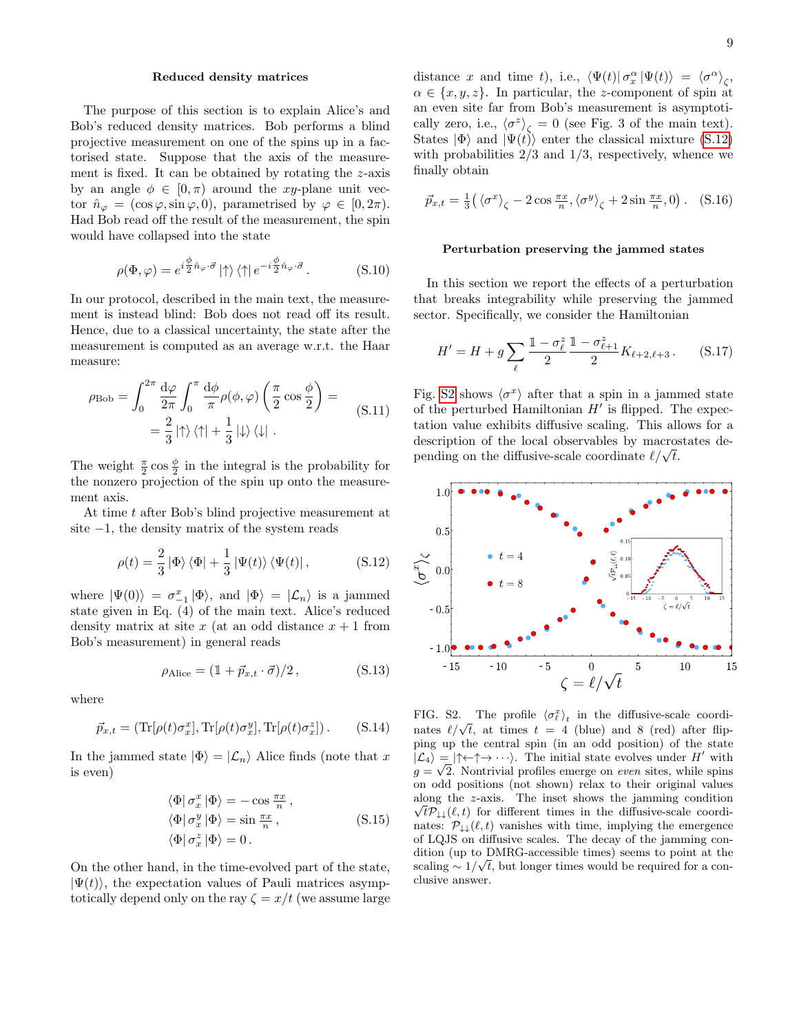### Reduced density matrices

The purpose of this section is to explain Alice's and Bob's reduced density matrices. Bob performs a blind projective measurement on one of the spins up in a factorised state. Suppose that the axis of the measurement is fixed. It can be obtained by rotating the $z$-axis by an angle $\phi \in [0, \pi)$ around the $xy$-plane unit vector $\hat{n}_\varphi = (\cos\varphi, \sin\varphi, 0)$, parametrised by $\varphi \in [0, 2\pi)$. Had Bob read off the result of the measurement, the spin would have collapsed into the state

$$\rho(\Phi, \varphi) = e^{i\frac{\phi}{2}\hat{n}_\varphi \cdot \vec{\sigma}} \left|\uparrow\right\rangle \left\langle\uparrow\right| e^{-i\frac{\phi}{2}\hat{n}_\varphi \cdot \vec{\sigma}} . \tag{S.10}$$

In our protocol, described in the main text, the measurement is instead blind: Bob does not read off its result. Hence, due to a classical uncertainty, the state after the measurement is computed as an average w.r.t. the Haar measure:

$$\begin{aligned}\rho_{\text{Bob}} &= \int_0^{2\pi} \frac{\mathrm{d}\varphi}{2\pi} \int_0^{\pi} \frac{\mathrm{d}\phi}{\pi} \rho(\phi, \varphi) \left(\frac{\pi}{2}\cos\frac{\phi}{2}\right) = \\ &= \frac{2}{3}\left|\uparrow\right\rangle\left\langle\uparrow\right| + \frac{1}{3}\left|\downarrow\right\rangle\left\langle\downarrow\right| .\end{aligned} \tag{S.11}$$

The weight $\frac{\pi}{2}\cos\frac{\phi}{2}$ in the integral is the probability for the nonzero projection of the spin up onto the measurement axis.

At time $t$ after Bob's blind projective measurement at site $-1$, the density matrix of the system reads

$$\rho(t) = \frac{2}{3}\left|\Phi\right\rangle\left\langle\Phi\right| + \frac{1}{3}\left|\Psi(t)\right\rangle\left\langle\Psi(t)\right| , \tag{S.12}$$

where $|\Psi(0)\rangle = \sigma^x_{-1}|\Phi\rangle$, and $|\Phi\rangle = |\mathcal{L}_n\rangle$ is a jammed state given in Eq. (4) of the main text. Alice's reduced density matrix at site $x$ (at an odd distance $x+1$ from Bob's measurement) in general reads

$$\rho_{\text{Alice}} = (\mathbb{1} + \vec{p}_{x,t} \cdot \vec{\sigma})/2 , \tag{S.13}$$

where

$$\vec{p}_{x,t} = (\mathrm{Tr}[\rho(t)\sigma^x_x], \mathrm{Tr}[\rho(t)\sigma^y_x], \mathrm{Tr}[\rho(t)\sigma^z_x]) . \tag{S.14}$$

In the jammed state $|\Phi\rangle = |\mathcal{L}_n\rangle$ Alice finds (note that $x$ is even)

$$\begin{aligned}\langle\Phi|\,\sigma^x_x\,|\Phi\rangle &= -\cos\tfrac{\pi x}{n} , \\ \langle\Phi|\,\sigma^y_x\,|\Phi\rangle &= \sin\tfrac{\pi x}{n} , \\ \langle\Phi|\,\sigma^z_x\,|\Phi\rangle &= 0 .\end{aligned} \tag{S.15}$$

On the other hand, in the time-evolved part of the state, $|\Psi(t)\rangle$, the expectation values of Pauli matrices asymptotically depend only on the ray $\zeta = x/t$ (we assume large distance $x$ and time $t$), i.e., $\langle\Psi(t)|\,\sigma^\alpha_x\,|\Psi(t)\rangle = \langle\sigma^\alpha\rangle_\zeta$, $\alpha \in \{x, y, z\}$. In particular, the $z$-component of spin at an even site far from Bob's measurement is asymptotically zero, i.e., $\langle\sigma^z\rangle_\zeta = 0$ (see Fig. 3 of the main text). States $|\Phi\rangle$ and $|\Psi(t)\rangle$ enter the classical mixture (S.12) with probabilities $2/3$ and $1/3$, respectively, whence we finally obtain

$$\vec{p}_{x,t} = \tfrac{1}{3}\big(\langle\sigma^x\rangle_\zeta - 2\cos\tfrac{\pi x}{n}, \langle\sigma^y\rangle_\zeta + 2\sin\tfrac{\pi x}{n}, 0\big) . \tag{S.16}$$

### Perturbation preserving the jammed states

In this section we report the effects of a perturbation that breaks integrability while preserving the jammed sector. Specifically, we consider the Hamiltonian

$$H' = H + g\sum_\ell \frac{\mathbb{1} - \sigma^z_\ell}{2}\frac{\mathbb{1} - \sigma^z_{\ell+1}}{2} K_{\ell+2,\ell+3} . \tag{S.17}$$

Fig. S2 shows $\langle\sigma^x\rangle$ after that a spin in a jammed state of the perturbed Hamiltonian $H'$ is flipped. The expectation value exhibits diffusive scaling. This allows for a description of the local observables by macrostates depending on the diffusive-scale coordinate $\ell/\sqrt{t}$.

$\langle\sigma^x\rangle_\zeta$

1.0
0.5
0.0
- 0.5
- 1.0

- 15
- 10
- 5
0
5
10
15

$\zeta = \ell/\sqrt{t}$

$t = 4$
$t = 8$

Inset: $\sqrt{t}\mathcal{P}_{\downarrow\downarrow}(\ell, t)$; 0.15, 0.10, 0.05, 0; -15, -10, -5, 0, 5, 10, 15; $\zeta = \ell/\sqrt{t}$

FIG. S2. The profile $\langle\sigma^x_\ell\rangle_t$ in the diffusive-scale coordinates $\ell/\sqrt{t}$, at times $t = 4$ (blue) and 8 (red) after flipping up the central spin (in an odd position) of the state $|\mathcal{L}_4\rangle = |{\uparrow\leftarrow\uparrow\rightarrow}\cdots\rangle$. The initial state evolves under $H'$ with $g = \sqrt{2}$. Nontrivial profiles emerge on *even* sites, while spins on odd positions (not shown) relax to their original values along the $z$-axis. The inset shows the jamming condition $\sqrt{t}\mathcal{P}_{\downarrow\downarrow}(\ell, t)$ for different times in the diffusive-scale coordinates: $\mathcal{P}_{\downarrow\downarrow}(\ell, t)$ vanishes with time, implying the emergence of LQJS on diffusive scales. The decay of the jamming condition (up to DMRG-accessible times) seems to point at the scaling $\sim 1/\sqrt{t}$, but longer times would be required for a conclusive answer.